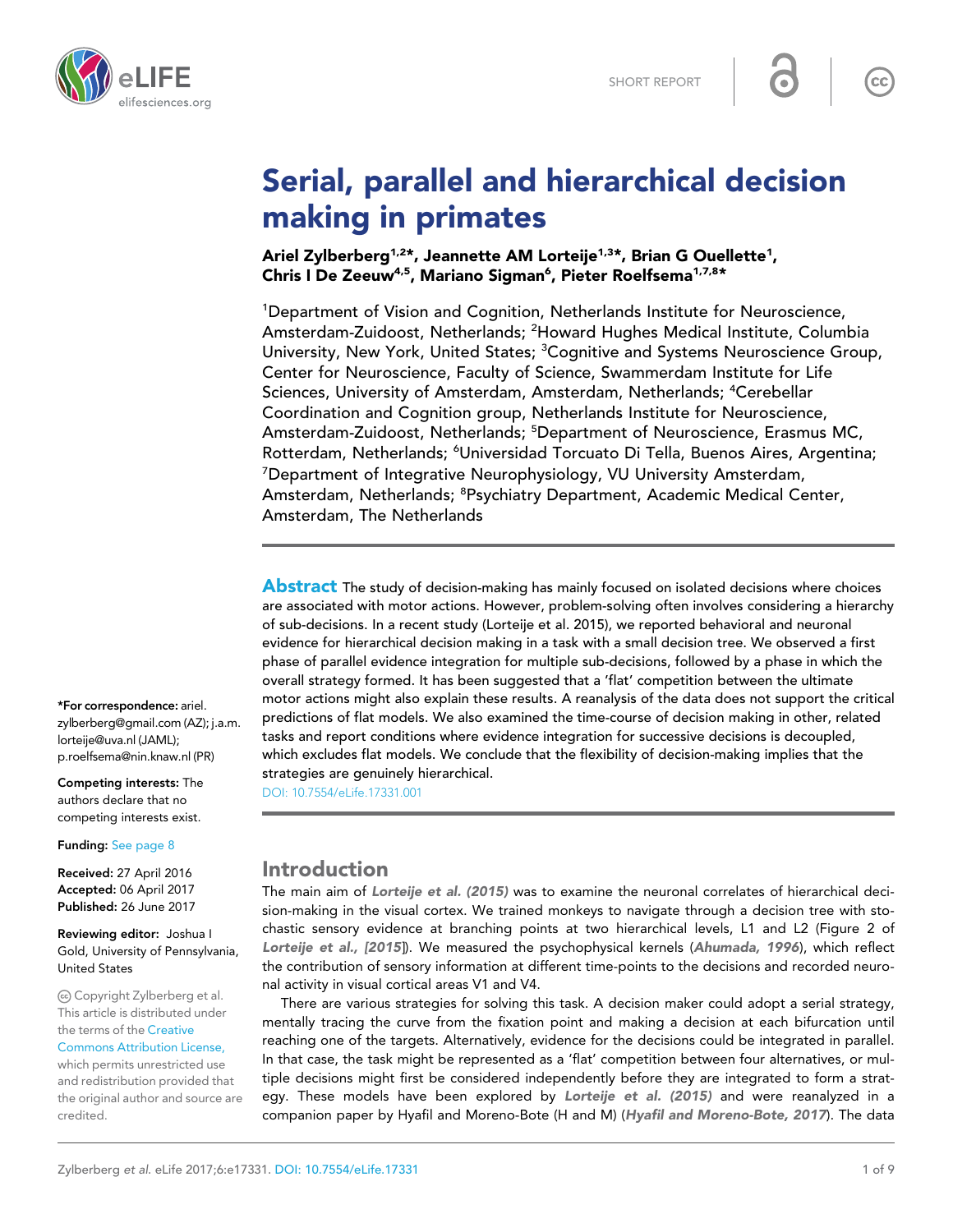SHORT REPORT

# Serial, parallel and hierarchical decision making in primates

**Ariel Zylberberg[1,2]*, Jeannette AM Lorteije[1,3]*, Brian G Ouellette[1], Chris I De Zeeuw[4,5], Mariano Sigman[6], Pieter Roelfsema[1,7,8]***

[1]Department of Vision and Cognition, Netherlands Institute for Neuroscience, Amsterdam-Zuidoost, Netherlands; [2]Howard Hughes Medical Institute, Columbia University, New York, United States; [3]Cognitive and Systems Neuroscience Group, Center for Neuroscience, Faculty of Science, Swammerdam Institute for Life Sciences, University of Amsterdam, Amsterdam, Netherlands; [4]Cerebellar Coordination and Cognition group, Netherlands Institute for Neuroscience, Amsterdam-Zuidoost, Netherlands; [5]Department of Neuroscience, Erasmus MC, Rotterdam, Netherlands; [6]Universidad Torcuato Di Tella, Buenos Aires, Argentina; [7]Department of Integrative Neurophysiology, VU University Amsterdam, Amsterdam, Netherlands; [8]Psychiatry Department, Academic Medical Center, Amsterdam, The Netherlands

**\*For correspondence:** ariel.zylberberg@gmail.com (AZ); j.a.m.lorteije@uva.nl (JAML); p.roelfsema@nin.knaw.nl (PR)

**Competing interests:** The authors declare that no competing interests exist.

**Funding:** See page 8

**Received:** 27 April 2016
**Accepted:** 06 April 2017
**Published:** 26 June 2017

**Reviewing editor:** Joshua I Gold, University of Pennsylvania, United States

Copyright Zylberberg et al. This article is distributed under the terms of the Creative Commons Attribution License, which permits unrestricted use and redistribution provided that the original author and source are credited.

**Abstract** The study of decision-making has mainly focused on isolated decisions where choices are associated with motor actions. However, problem-solving often involves considering a hierarchy of sub-decisions. In a recent study (Lorteije et al. 2015), we reported behavioral and neuronal evidence for hierarchical decision making in a task with a small decision tree. We observed a first phase of parallel evidence integration for multiple sub-decisions, followed by a phase in which the overall strategy formed. It has been suggested that a 'flat' competition between the ultimate motor actions might also explain these results. A reanalysis of the data does not support the critical predictions of flat models. We also examined the time-course of decision making in other, related tasks and report conditions where evidence integration for successive decisions is decoupled, which excludes flat models. We conclude that the flexibility of decision-making implies that the strategies are genuinely hierarchical.

DOI: 10.7554/eLife.17331.001

## Introduction

The main aim of ***Lorteije et al. (2015)*** was to examine the neuronal correlates of hierarchical decision-making in the visual cortex. We trained monkeys to navigate through a decision tree with stochastic sensory evidence at branching points at two hierarchical levels, L1 and L2 (Figure 2 of ***Lorteije et al., [2015]***). We measured the psychophysical kernels (***Ahumada, 1996***), which reflect the contribution of sensory information at different time-points to the decisions and recorded neuronal activity in visual cortical areas V1 and V4.

There are various strategies for solving this task. A decision maker could adopt a serial strategy, mentally tracing the curve from the fixation point and making a decision at each bifurcation until reaching one of the targets. Alternatively, evidence for the decisions could be integrated in parallel. In that case, the task might be represented as a 'flat' competition between four alternatives, or multiple decisions might first be considered independently before they are integrated to form a strategy. These models have been explored by ***Lorteije et al. (2015)*** and were reanalyzed in a companion paper by Hyafil and Moreno-Bote (H and M) (***Hyafil and Moreno-Bote, 2017***). The data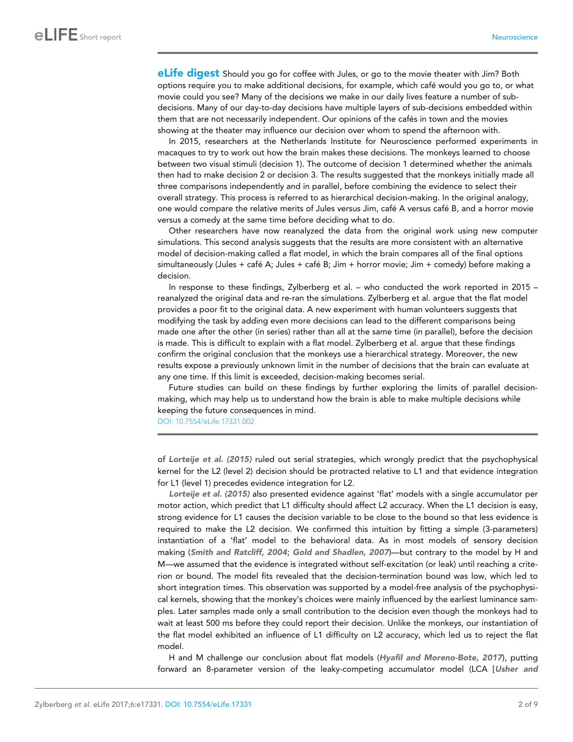**eLife digest** Should you go for coffee with Jules, or go to the movie theater with Jim? Both options require you to make additional decisions, for example, which café would you go to, or what movie could you see? Many of the decisions we make in our daily lives feature a number of sub-decisions. Many of our day-to-day decisions have multiple layers of sub-decisions embedded within them that are not necessarily independent. Our opinions of the cafés in town and the movies showing at the theater may influence our decision over whom to spend the afternoon with.

In 2015, researchers at the Netherlands Institute for Neuroscience performed experiments in macaques to try to work out how the brain makes these decisions. The monkeys learned to choose between two visual stimuli (decision 1). The outcome of decision 1 determined whether the animals then had to make decision 2 or decision 3. The results suggested that the monkeys initially made all three comparisons independently and in parallel, before combining the evidence to select their overall strategy. This process is referred to as hierarchical decision-making. In the original analogy, one would compare the relative merits of Jules versus Jim, café A versus café B, and a horror movie versus a comedy at the same time before deciding what to do.

Other researchers have now reanalyzed the data from the original work using new computer simulations. This second analysis suggests that the results are more consistent with an alternative model of decision-making called a flat model, in which the brain compares all of the final options simultaneously (Jules + café A; Jules + café B; Jim + horror movie; Jim + comedy) before making a decision.

In response to these findings, Zylberberg et al. – who conducted the work reported in 2015 – reanalyzed the original data and re-ran the simulations. Zylberberg et al. argue that the flat model provides a poor fit to the original data. A new experiment with human volunteers suggests that modifying the task by adding even more decisions can lead to the different comparisons being made one after the other (in series) rather than all at the same time (in parallel), before the decision is made. This is difficult to explain with a flat model. Zylberberg et al. argue that these findings confirm the original conclusion that the monkeys use a hierarchical strategy. Moreover, the new results expose a previously unknown limit in the number of decisions that the brain can evaluate at any one time. If this limit is exceeded, decision-making becomes serial.

Future studies can build on these findings by further exploring the limits of parallel decision-making, which may help us to understand how the brain is able to make multiple decisions while keeping the future consequences in mind.

DOI: 10.7554/eLife.17331.002

of ***Lorteije et al. (2015)*** ruled out serial strategies, which wrongly predict that the psychophysical kernel for the L2 (level 2) decision should be protracted relative to L1 and that evidence integration for L1 (level 1) precedes evidence integration for L2.

***Lorteije et al. (2015)*** also presented evidence against 'flat' models with a single accumulator per motor action, which predict that L1 difficulty should affect L2 accuracy. When the L1 decision is easy, strong evidence for L1 causes the decision variable to be close to the bound so that less evidence is required to make the L2 decision. We confirmed this intuition by fitting a simple (3-parameters) instantiation of a 'flat' model to the behavioral data. As in most models of sensory decision making (***Smith and Ratcliff, 2004***; ***Gold and Shadlen, 2007***)—but contrary to the model by H and M—we assumed that the evidence is integrated without self-excitation (or leak) until reaching a criterion or bound. The model fits revealed that the decision-termination bound was low, which led to short integration times. This observation was supported by a model-free analysis of the psychophysical kernels, showing that the monkey's choices were mainly influenced by the earliest luminance samples. Later samples made only a small contribution to the decision even though the monkeys had to wait at least 500 ms before they could report their decision. Unlike the monkeys, our instantiation of the flat model exhibited an influence of L1 difficulty on L2 accuracy, which led us to reject the flat model.

H and M challenge our conclusion about flat models (***Hyafil and Moreno-Bote, 2017***), putting forward an 8-parameter version of the leaky-competing accumulator model (LCA [***Usher and***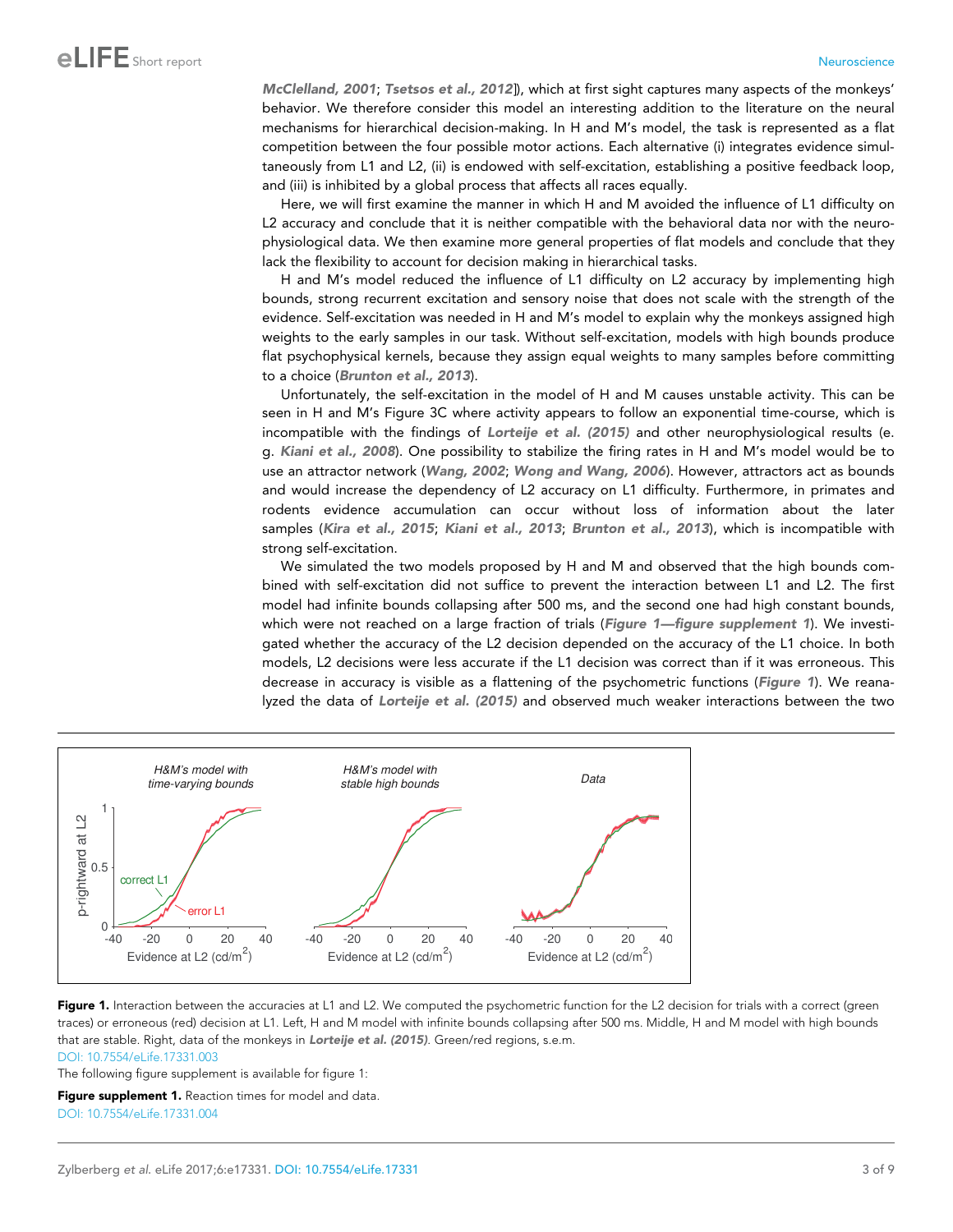*McClelland, 2001*; *Tsetsos et al., 2012*]), which at first sight captures many aspects of the monkeys' behavior. We therefore consider this model an interesting addition to the literature on the neural mechanisms for hierarchical decision-making. In H and M's model, the task is represented as a flat competition between the four possible motor actions. Each alternative (i) integrates evidence simultaneously from L1 and L2, (ii) is endowed with self-excitation, establishing a positive feedback loop, and (iii) is inhibited by a global process that affects all races equally.

Here, we will first examine the manner in which H and M avoided the influence of L1 difficulty on L2 accuracy and conclude that it is neither compatible with the behavioral data nor with the neurophysiological data. We then examine more general properties of flat models and conclude that they lack the flexibility to account for decision making in hierarchical tasks.

H and M's model reduced the influence of L1 difficulty on L2 accuracy by implementing high bounds, strong recurrent excitation and sensory noise that does not scale with the strength of the evidence. Self-excitation was needed in H and M's model to explain why the monkeys assigned high weights to the early samples in our task. Without self-excitation, models with high bounds produce flat psychophysical kernels, because they assign equal weights to many samples before committing to a choice (*Brunton et al., 2013*).

Unfortunately, the self-excitation in the model of H and M causes unstable activity. This can be seen in H and M's Figure 3C where activity appears to follow an exponential time-course, which is incompatible with the findings of *Lorteije et al. (2015)* and other neurophysiological results (e.g. *Kiani et al., 2008*). One possibility to stabilize the firing rates in H and M's model would be to use an attractor network (*Wang, 2002*; *Wong and Wang, 2006*). However, attractors act as bounds and would increase the dependency of L2 accuracy on L1 difficulty. Furthermore, in primates and rodents evidence accumulation can occur without loss of information about the later samples (*Kira et al., 2015*; *Kiani et al., 2013*; *Brunton et al., 2013*), which is incompatible with strong self-excitation.

We simulated the two models proposed by H and M and observed that the high bounds combined with self-excitation did not suffice to prevent the interaction between L1 and L2. The first model had infinite bounds collapsing after 500 ms, and the second one had high constant bounds, which were not reached on a large fraction of trials (*Figure 1—figure supplement 1*). We investigated whether the accuracy of the L2 decision depended on the accuracy of the L1 choice. In both models, L2 decisions were less accurate if the L1 decision was correct than if it was erroneous. This decrease in accuracy is visible as a flattening of the psychometric functions (*Figure 1*). We reanalyzed the data of *Lorteije et al. (2015)* and observed much weaker interactions between the two

**Figure 1.** Interaction between the accuracies at L1 and L2. We computed the psychometric function for the L2 decision for trials with a correct (green traces) or erroneous (red) decision at L1. Left, H and M model with infinite bounds collapsing after 500 ms. Middle, H and M model with high bounds that are stable. Right, data of the monkeys in *Lorteije et al. (2015)*. Green/red regions, s.e.m.
DOI: 10.7554/eLife.17331.003

The following figure supplement is available for figure 1:

**Figure supplement 1.** Reaction times for model and data.
DOI: 10.7554/eLife.17331.004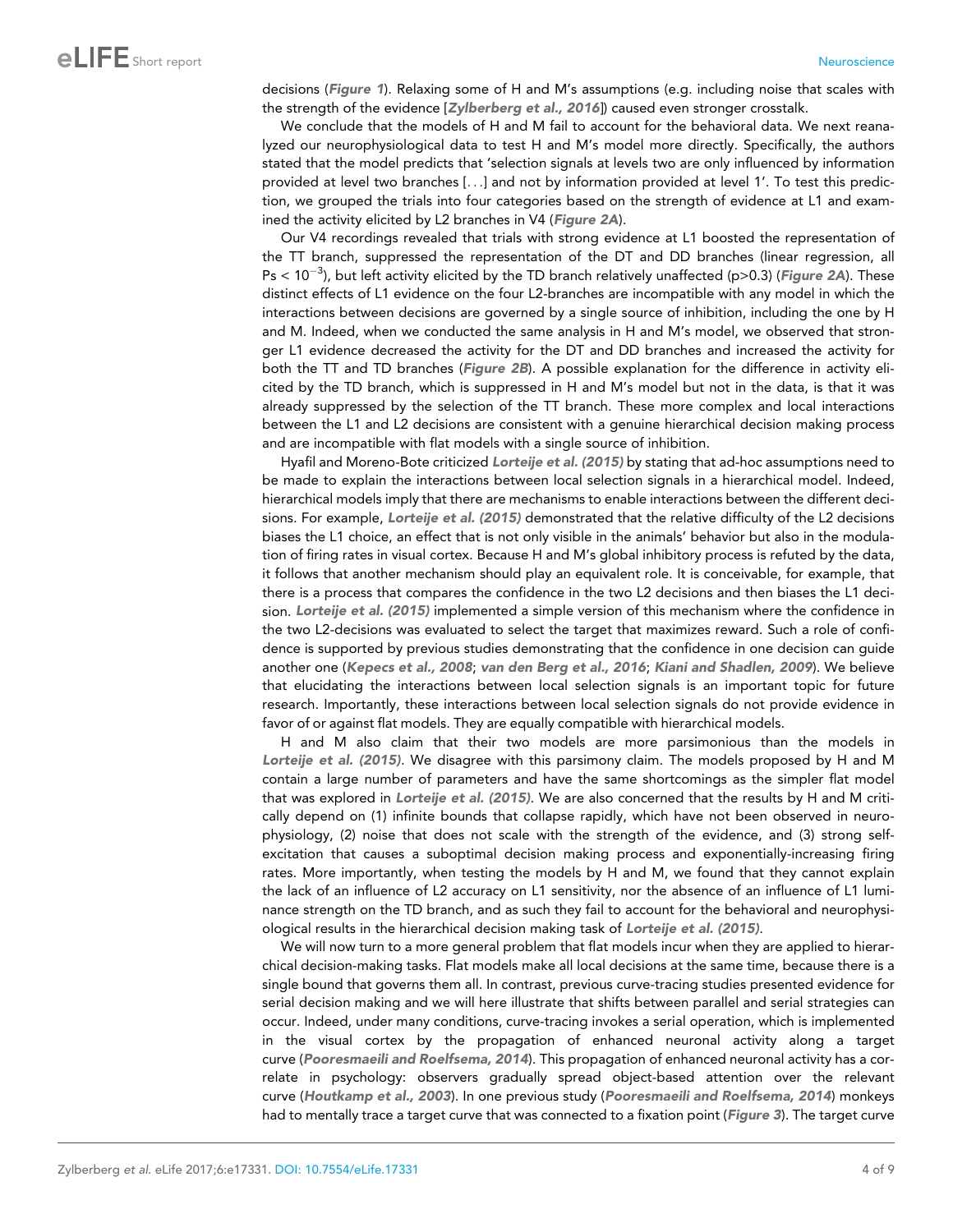decisions (*Figure 1*). Relaxing some of H and M's assumptions (e.g. including noise that scales with the strength of the evidence [*Zylberberg et al., 2016*]) caused even stronger crosstalk.

We conclude that the models of H and M fail to account for the behavioral data. We next reanalyzed our neurophysiological data to test H and M's model more directly. Specifically, the authors stated that the model predicts that 'selection signals at levels two are only influenced by information provided at level two branches [...] and not by information provided at level 1'. To test this prediction, we grouped the trials into four categories based on the strength of evidence at L1 and examined the activity elicited by L2 branches in V4 (*Figure 2A*).

Our V4 recordings revealed that trials with strong evidence at L1 boosted the representation of the TT branch, suppressed the representation of the DT and DD branches (linear regression, all Ps < $10^{-3}$), but left activity elicited by the TD branch relatively unaffected (p>0.3) (*Figure 2A*). These distinct effects of L1 evidence on the four L2-branches are incompatible with any model in which the interactions between decisions are governed by a single source of inhibition, including the one by H and M. Indeed, when we conducted the same analysis in H and M's model, we observed that stronger L1 evidence decreased the activity for the DT and DD branches and increased the activity for both the TT and TD branches (*Figure 2B*). A possible explanation for the difference in activity elicited by the TD branch, which is suppressed in H and M's model but not in the data, is that it was already suppressed by the selection of the TT branch. These more complex and local interactions between the L1 and L2 decisions are consistent with a genuine hierarchical decision making process and are incompatible with flat models with a single source of inhibition.

Hyafil and Moreno-Bote criticized *Lorteije et al. (2015)* by stating that ad-hoc assumptions need to be made to explain the interactions between local selection signals in a hierarchical model. Indeed, hierarchical models imply that there are mechanisms to enable interactions between the different decisions. For example, *Lorteije et al. (2015)* demonstrated that the relative difficulty of the L2 decisions biases the L1 choice, an effect that is not only visible in the animals' behavior but also in the modulation of firing rates in visual cortex. Because H and M's global inhibitory process is refuted by the data, it follows that another mechanism should play an equivalent role. It is conceivable, for example, that there is a process that compares the confidence in the two L2 decisions and then biases the L1 decision. *Lorteije et al. (2015)* implemented a simple version of this mechanism where the confidence in the two L2-decisions was evaluated to select the target that maximizes reward. Such a role of confidence is supported by previous studies demonstrating that the confidence in one decision can guide another one (*Kepecs et al., 2008*; *van den Berg et al., 2016*; *Kiani and Shadlen, 2009*). We believe that elucidating the interactions between local selection signals is an important topic for future research. Importantly, these interactions between local selection signals do not provide evidence in favor of or against flat models. They are equally compatible with hierarchical models.

H and M also claim that their two models are more parsimonious than the models in *Lorteije et al. (2015)*. We disagree with this parsimony claim. The models proposed by H and M contain a large number of parameters and have the same shortcomings as the simpler flat model that was explored in *Lorteije et al. (2015)*. We are also concerned that the results by H and M critically depend on (1) infinite bounds that collapse rapidly, which have not been observed in neurophysiology, (2) noise that does not scale with the strength of the evidence, and (3) strong self-excitation that causes a suboptimal decision making process and exponentially-increasing firing rates. More importantly, when testing the models by H and M, we found that they cannot explain the lack of an influence of L2 accuracy on L1 sensitivity, nor the absence of an influence of L1 luminance strength on the TD branch, and as such they fail to account for the behavioral and neurophysiological results in the hierarchical decision making task of *Lorteije et al. (2015)*.

We will now turn to a more general problem that flat models incur when they are applied to hierarchical decision-making tasks. Flat models make all local decisions at the same time, because there is a single bound that governs them all. In contrast, previous curve-tracing studies presented evidence for serial decision making and we will here illustrate that shifts between parallel and serial strategies can occur. Indeed, under many conditions, curve-tracing invokes a serial operation, which is implemented in the visual cortex by the propagation of enhanced neuronal activity along a target curve (*Pooresmaeili and Roelfsema, 2014*). This propagation of enhanced neuronal activity has a correlate in psychology: observers gradually spread object-based attention over the relevant curve (*Houtkamp et al., 2003*). In one previous study (*Pooresmaeili and Roelfsema, 2014*) monkeys had to mentally trace a target curve that was connected to a fixation point (*Figure 3*). The target curve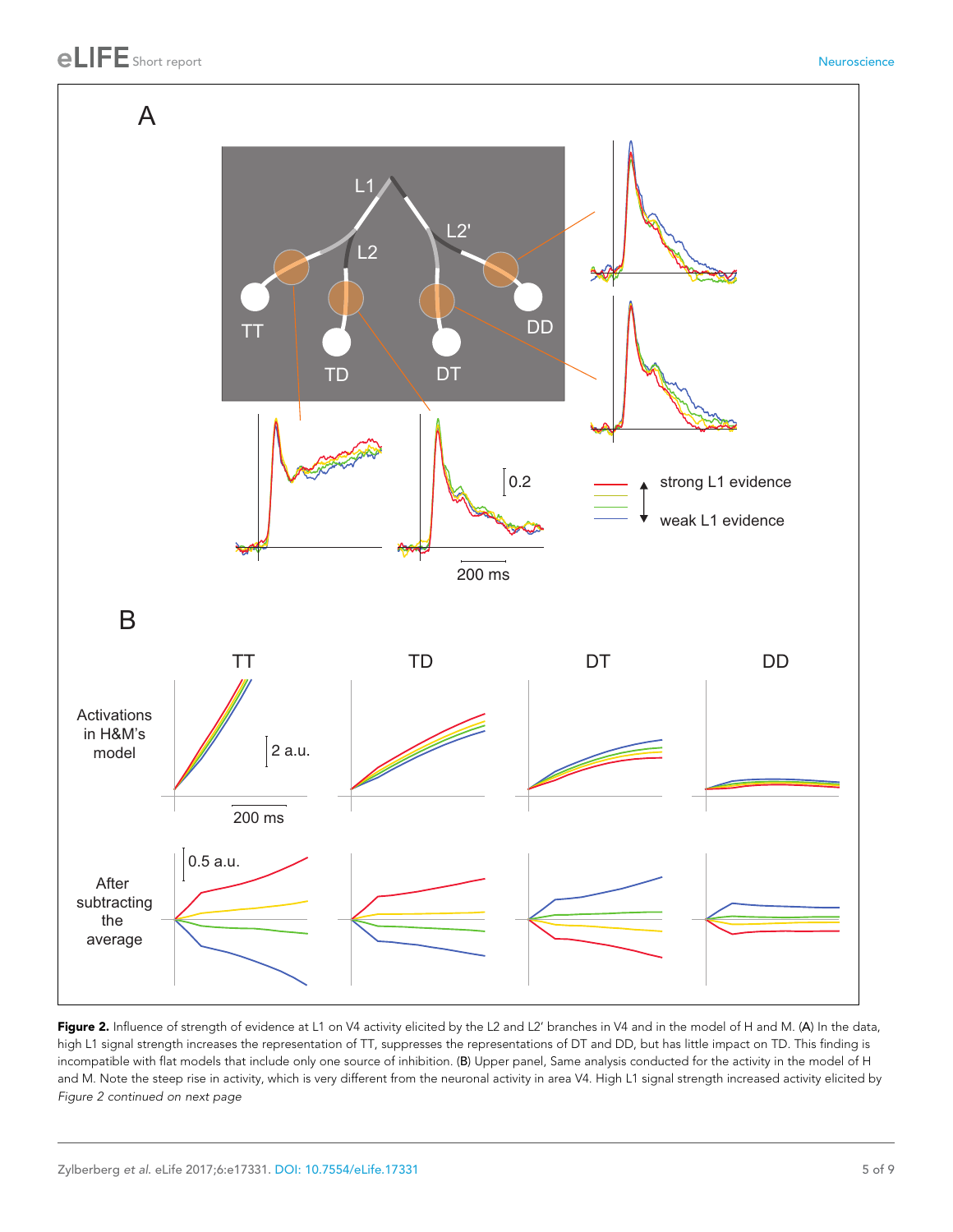**Figure 2.** Influence of strength of evidence at L1 on V4 activity elicited by the L2 and L2' branches in V4 and in the model of H and M. (**A**) In the data, high L1 signal strength increases the representation of TT, suppresses the representations of DT and DD, but has little impact on TD. This finding is incompatible with flat models that include only one source of inhibition. (**B**) Upper panel, Same analysis conducted for the activity in the model of H and M. Note the steep rise in activity, which is very different from the neuronal activity in area V4. High L1 signal strength increased activity elicited by

*Figure 2 continued on next page*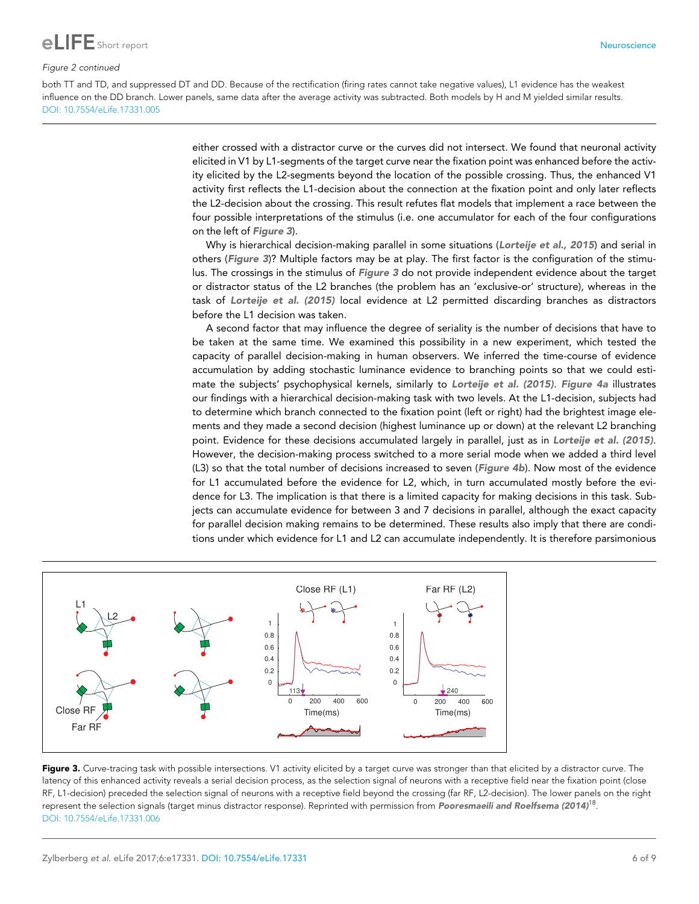*Figure 2 continued*

both TT and TD, and suppressed DT and DD. Because of the rectification (firing rates cannot take negative values), L1 evidence has the weakest influence on the DD branch. Lower panels, same data after the average activity was subtracted. Both models by H and M yielded similar results.
DOI: 10.7554/eLife.17331.005

either crossed with a distractor curve or the curves did not intersect. We found that neuronal activity elicited in V1 by L1-segments of the target curve near the fixation point was enhanced before the activity elicited by the L2-segments beyond the location of the possible crossing. Thus, the enhanced V1 activity first reflects the L1-decision about the connection at the fixation point and only later reflects the L2-decision about the crossing. This result refutes flat models that implement a race between the four possible interpretations of the stimulus (i.e. one accumulator for each of the four configurations on the left of ***Figure 3***).

Why is hierarchical decision-making parallel in some situations (***Lorteije et al., 2015***) and serial in others (***Figure 3***)? Multiple factors may be at play. The first factor is the configuration of the stimulus. The crossings in the stimulus of ***Figure 3*** do not provide independent evidence about the target or distractor status of the L2 branches (the problem has an 'exclusive-or' structure), whereas in the task of ***Lorteije et al. (2015)*** local evidence at L2 permitted discarding branches as distractors before the L1 decision was taken.

A second factor that may influence the degree of seriality is the number of decisions that have to be taken at the same time. We examined this possibility in a new experiment, which tested the capacity of parallel decision-making in human observers. We inferred the time-course of evidence accumulation by adding stochastic luminance evidence to branching points so that we could estimate the subjects' psychophysical kernels, similarly to ***Lorteije et al. (2015)***. ***Figure 4a*** illustrates our findings with a hierarchical decision-making task with two levels. At the L1-decision, subjects had to determine which branch connected to the fixation point (left or right) had the brightest image elements and they made a second decision (highest luminance up or down) at the relevant L2 branching point. Evidence for these decisions accumulated largely in parallel, just as in ***Lorteije et al. (2015)***. However, the decision-making process switched to a more serial mode when we added a third level (L3) so that the total number of decisions increased to seven (***Figure 4b***). Now most of the evidence for L1 accumulated before the evidence for L2, which, in turn accumulated mostly before the evidence for L3. The implication is that there is a limited capacity for making decisions in this task. Subjects can accumulate evidence for between 3 and 7 decisions in parallel, although the exact capacity for parallel decision making remains to be determined. These results also imply that there are conditions under which evidence for L1 and L2 can accumulate independently. It is therefore parsimonious

**Figure 3.** Curve-tracing task with possible intersections. V1 activity elicited by a target curve was stronger than that elicited by a distractor curve. The latency of this enhanced activity reveals a serial decision process, as the selection signal of neurons with a receptive field near the fixation point (close RF, L1-decision) preceded the selection signal of neurons with a receptive field beyond the crossing (far RF, L2-decision). The lower panels on the right represent the selection signals (target minus distractor response). Reprinted with permission from ***Pooresmaeili and Roelfsema (2014)***[18].
DOI: 10.7554/eLife.17331.006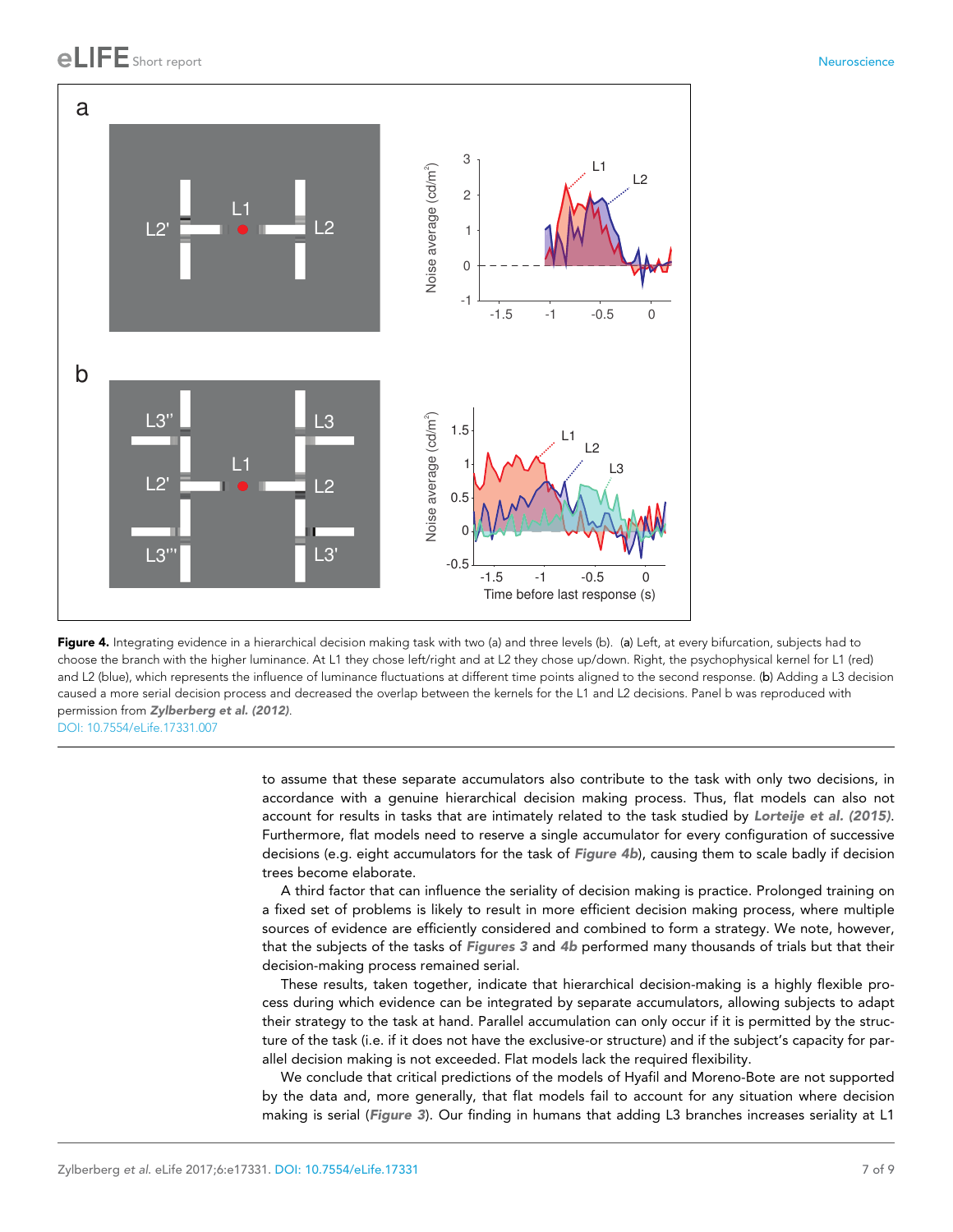**Figure 4.** Integrating evidence in a hierarchical decision making task with two (a) and three levels (b). (**a**) Left, at every bifurcation, subjects had to choose the branch with the higher luminance. At L1 they chose left/right and at L2 they chose up/down. Right, the psychophysical kernel for L1 (red) and L2 (blue), which represents the influence of luminance fluctuations at different time points aligned to the second response. (**b**) Adding a L3 decision caused a more serial decision process and decreased the overlap between the kernels for the L1 and L2 decisions. Panel b was reproduced with permission from ***Zylberberg et al. (2012)***.

DOI: 10.7554/eLife.17331.007

to assume that these separate accumulators also contribute to the task with only two decisions, in accordance with a genuine hierarchical decision making process. Thus, flat models can also not account for results in tasks that are intimately related to the task studied by ***Lorteije et al. (2015)***. Furthermore, flat models need to reserve a single accumulator for every configuration of successive decisions (e.g. eight accumulators for the task of ***Figure 4b***), causing them to scale badly if decision trees become elaborate.

A third factor that can influence the seriality of decision making is practice. Prolonged training on a fixed set of problems is likely to result in more efficient decision making process, where multiple sources of evidence are efficiently considered and combined to form a strategy. We note, however, that the subjects of the tasks of ***Figures 3*** and ***4b*** performed many thousands of trials but that their decision-making process remained serial.

These results, taken together, indicate that hierarchical decision-making is a highly flexible process during which evidence can be integrated by separate accumulators, allowing subjects to adapt their strategy to the task at hand. Parallel accumulation can only occur if it is permitted by the structure of the task (i.e. if it does not have the exclusive-or structure) and if the subject's capacity for parallel decision making is not exceeded. Flat models lack the required flexibility.

We conclude that critical predictions of the models of Hyafil and Moreno-Bote are not supported by the data and, more generally, that flat models fail to account for any situation where decision making is serial (***Figure 3***). Our finding in humans that adding L3 branches increases seriality at L1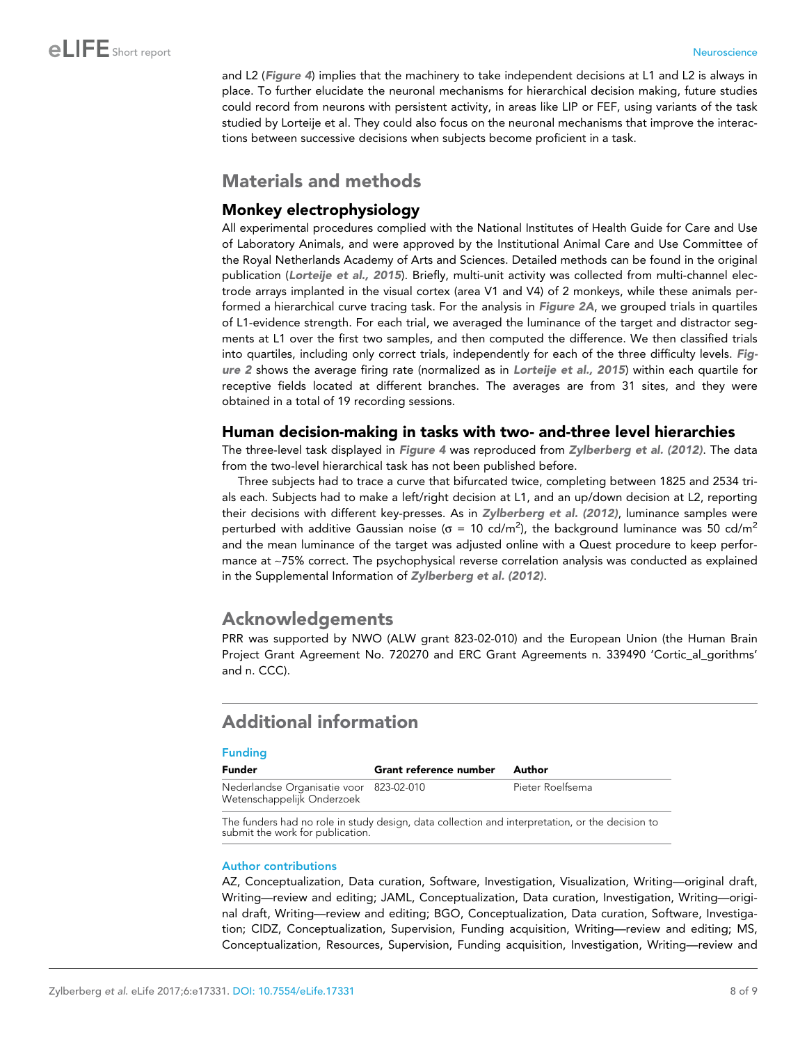and L2 (*Figure 4*) implies that the machinery to take independent decisions at L1 and L2 is always in place. To further elucidate the neuronal mechanisms for hierarchical decision making, future studies could record from neurons with persistent activity, in areas like LIP or FEF, using variants of the task studied by Lorteije et al. They could also focus on the neuronal mechanisms that improve the interactions between successive decisions when subjects become proficient in a task.

# Materials and methods

## Monkey electrophysiology

All experimental procedures complied with the National Institutes of Health Guide for Care and Use of Laboratory Animals, and were approved by the Institutional Animal Care and Use Committee of the Royal Netherlands Academy of Arts and Sciences. Detailed methods can be found in the original publication (*Lorteije et al., 2015*). Briefly, multi-unit activity was collected from multi-channel electrode arrays implanted in the visual cortex (area V1 and V4) of 2 monkeys, while these animals performed a hierarchical curve tracing task. For the analysis in *Figure 2A*, we grouped trials in quartiles of L1-evidence strength. For each trial, we averaged the luminance of the target and distractor segments at L1 over the first two samples, and then computed the difference. We then classified trials into quartiles, including only correct trials, independently for each of the three difficulty levels. *Figure 2* shows the average firing rate (normalized as in *Lorteije et al., 2015*) within each quartile for receptive fields located at different branches. The averages are from 31 sites, and they were obtained in a total of 19 recording sessions.

## Human decision-making in tasks with two- and-three level hierarchies

The three-level task displayed in *Figure 4* was reproduced from *Zylberberg et al. (2012)*. The data from the two-level hierarchical task has not been published before.

Three subjects had to trace a curve that bifurcated twice, completing between 1825 and 2534 trials each. Subjects had to make a left/right decision at L1, and an up/down decision at L2, reporting their decisions with different key-presses. As in *Zylberberg et al. (2012)*, luminance samples were perturbed with additive Gaussian noise ($\sigma$ = 10 cd/m$^2$), the background luminance was 50 cd/m$^2$ and the mean luminance of the target was adjusted online with a Quest procedure to keep performance at ~75% correct. The psychophysical reverse correlation analysis was conducted as explained in the Supplemental Information of *Zylberberg et al. (2012)*.

# Acknowledgements

PRR was supported by NWO (ALW grant 823-02-010) and the European Union (the Human Brain Project Grant Agreement No. 720270 and ERC Grant Agreements n. 339490 'Cortic_al_gorithms' and n. CCC).

# Additional information

### Funding

| Funder | Grant reference number | Author |
|---|---|---|
| Nederlandse Organisatie voor Wetenschappelijk Onderzoek | 823-02-010 | Pieter Roelfsema |

The funders had no role in study design, data collection and interpretation, or the decision to submit the work for publication.

### Author contributions

AZ, Conceptualization, Data curation, Software, Investigation, Visualization, Writing—original draft, Writing—review and editing; JAML, Conceptualization, Data curation, Investigation, Writing—original draft, Writing—review and editing; BGO, Conceptualization, Data curation, Software, Investigation; CIDZ, Conceptualization, Supervision, Funding acquisition, Writing—review and editing; MS, Conceptualization, Resources, Supervision, Funding acquisition, Investigation, Writing—review and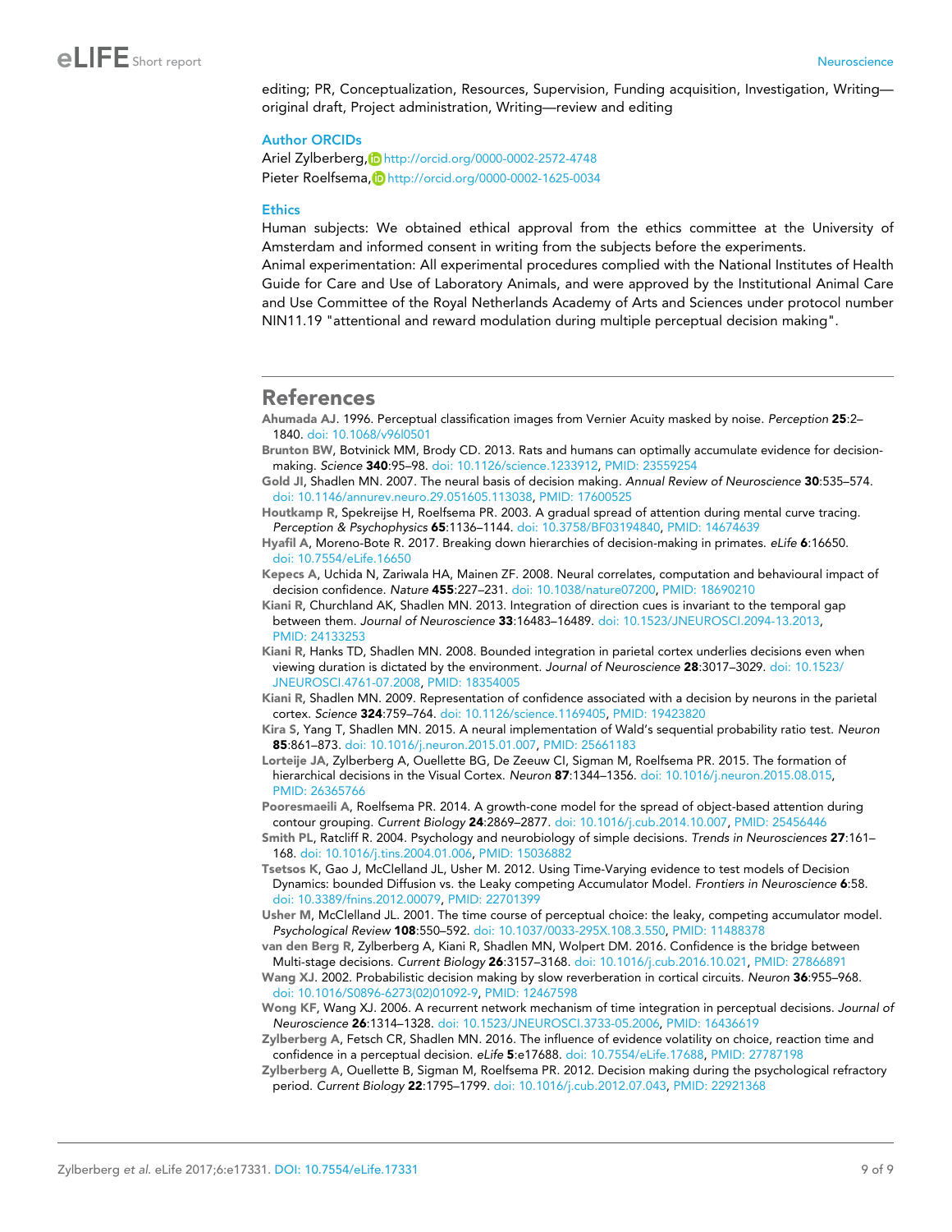editing; PR, Conceptualization, Resources, Supervision, Funding acquisition, Investigation, Writing—original draft, Project administration, Writing—review and editing

### Author ORCIDs

Ariel Zylberberg, http://orcid.org/0000-0002-2572-4748
Pieter Roelfsema, http://orcid.org/0000-0002-1625-0034

### Ethics

Human subjects: We obtained ethical approval from the ethics committee at the University of Amsterdam and informed consent in writing from the subjects before the experiments.
Animal experimentation: All experimental procedures complied with the National Institutes of Health Guide for Care and Use of Laboratory Animals, and were approved by the Institutional Animal Care and Use Committee of the Royal Netherlands Academy of Arts and Sciences under protocol number NIN11.19 "attentional and reward modulation during multiple perceptual decision making".

## References

**Ahumada AJ**. 1996. Perceptual classification images from Vernier Acuity masked by noise. *Perception* **25**:2–1840. doi: 10.1068/v96l0501

**Brunton BW**, Botvinick MM, Brody CD. 2013. Rats and humans can optimally accumulate evidence for decision-making. *Science* **340**:95–98. doi: 10.1126/science.1233912, PMID: 23559254

**Gold JI**, Shadlen MN. 2007. The neural basis of decision making. *Annual Review of Neuroscience* **30**:535–574. doi: 10.1146/annurev.neuro.29.051605.113038, PMID: 17600525

**Houtkamp R**, Spekreijse H, Roelfsema PR. 2003. A gradual spread of attention during mental curve tracing. *Perception & Psychophysics* **65**:1136–1144. doi: 10.3758/BF03194840, PMID: 14674639

**Hyafil A**, Moreno-Bote R. 2017. Breaking down hierarchies of decision-making in primates. *eLife* **6**:16650. doi: 10.7554/eLife.16650

**Kepecs A**, Uchida N, Zariwala HA, Mainen ZF. 2008. Neural correlates, computation and behavioural impact of decision confidence. *Nature* **455**:227–231. doi: 10.1038/nature07200, PMID: 18690210

**Kiani R**, Churchland AK, Shadlen MN. 2013. Integration of direction cues is invariant to the temporal gap between them. *Journal of Neuroscience* **33**:16483–16489. doi: 10.1523/JNEUROSCI.2094-13.2013, PMID: 24133253

**Kiani R**, Hanks TD, Shadlen MN. 2008. Bounded integration in parietal cortex underlies decisions even when viewing duration is dictated by the environment. *Journal of Neuroscience* **28**:3017–3029. doi: 10.1523/JNEUROSCI.4761-07.2008, PMID: 18354005

**Kiani R**, Shadlen MN. 2009. Representation of confidence associated with a decision by neurons in the parietal cortex. *Science* **324**:759–764. doi: 10.1126/science.1169405, PMID: 19423820

**Kira S**, Yang T, Shadlen MN. 2015. A neural implementation of Wald's sequential probability ratio test. *Neuron* **85**:861–873. doi: 10.1016/j.neuron.2015.01.007, PMID: 25661183

**Lorteije JA**, Zylberberg A, Ouellette BG, De Zeeuw CI, Sigman M, Roelfsema PR. 2015. The formation of hierarchical decisions in the Visual Cortex. *Neuron* **87**:1344–1356. doi: 10.1016/j.neuron.2015.08.015, PMID: 26365766

**Pooresmaeili A**, Roelfsema PR. 2014. A growth-cone model for the spread of object-based attention during contour grouping. *Current Biology* **24**:2869–2877. doi: 10.1016/j.cub.2014.10.007, PMID: 25456446

**Smith PL**, Ratcliff R. 2004. Psychology and neurobiology of simple decisions. *Trends in Neurosciences* **27**:161–168. doi: 10.1016/j.tins.2004.01.006, PMID: 15036882

**Tsetsos K**, Gao J, McClelland JL, Usher M. 2012. Using Time-Varying evidence to test models of Decision Dynamics: bounded Diffusion vs. the Leaky competing Accumulator Model. *Frontiers in Neuroscience* **6**:58. doi: 10.3389/fnins.2012.00079, PMID: 22701399

**Usher M**, McClelland JL. 2001. The time course of perceptual choice: the leaky, competing accumulator model. *Psychological Review* **108**:550–592. doi: 10.1037/0033-295X.108.3.550, PMID: 11488378

**van den Berg R**, Zylberberg A, Kiani R, Shadlen MN, Wolpert DM. 2016. Confidence is the bridge between Multi-stage decisions. *Current Biology* **26**:3157–3168. doi: 10.1016/j.cub.2016.10.021, PMID: 27866891

**Wang XJ**. 2002. Probabilistic decision making by slow reverberation in cortical circuits. *Neuron* **36**:955–968. doi: 10.1016/S0896-6273(02)01092-9, PMID: 12467598

**Wong KF**, Wang XJ. 2006. A recurrent network mechanism of time integration in perceptual decisions. *Journal of Neuroscience* **26**:1314–1328. doi: 10.1523/JNEUROSCI.3733-05.2006, PMID: 16436619

**Zylberberg A**, Fetsch CR, Shadlen MN. 2016. The influence of evidence volatility on choice, reaction time and confidence in a perceptual decision. *eLife* **5**:e17688. doi: 10.7554/eLife.17688, PMID: 27787198

**Zylberberg A**, Ouellette B, Sigman M, Roelfsema PR. 2012. Decision making during the psychological refractory period. *Current Biology* **22**:1795–1799. doi: 10.1016/j.cub.2012.07.043, PMID: 22921368